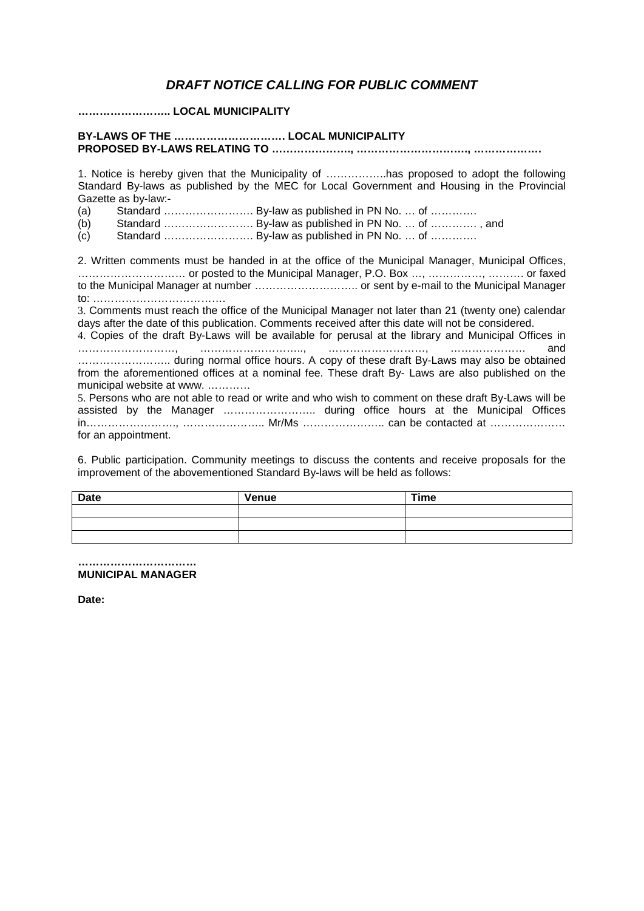# *DRAFT NOTICE CALLING FOR PUBLIC COMMENT*

**…………………….. LOCAL MUNICIPALITY**

**BY-LAWS OF THE …………………………. LOCAL MUNICIPALITY**
**PROPOSED BY-LAWS RELATING TO …………………., …………………………., ……………….**

1. Notice is hereby given that the Municipality of ……………..has proposed to adopt the following Standard By-laws as published by the MEC for Local Government and Housing in the Provincial Gazette as by-law:-

(a) Standard ……………………. By-law as published in PN No. … of ………….

(b) Standard ……………………. By-law as published in PN No. … of …………. , and

(c) Standard ……………………. By-law as published in PN No. … of ………….

2. Written comments must be handed in at the office of the Municipal Manager, Municipal Offices, ………………………… or posted to the Municipal Manager, P.O. Box …, ……………, ………. or faxed to the Municipal Manager at number ……………………….. or sent by e-mail to the Municipal Manager to: ……………………………….

3. Comments must reach the office of the Municipal Manager not later than 21 (twenty one) calendar days after the date of this publication. Comments received after this date will not be considered.

4. Copies of the draft By-Laws will be available for perusal at the library and Municipal Offices in ………………………, ……………………….., ………………………, ………………… and …………………….. during normal office hours. A copy of these draft By-Laws may also be obtained from the aforementioned offices at a nominal fee. These draft By- Laws are also published on the municipal website at www. …………

5. Persons who are not able to read or write and who wish to comment on these draft By-Laws will be assisted by the Manager …………………….. during office hours at the Municipal Offices in……………………., ………………….. Mr/Ms ………………….. can be contacted at ………………… for an appointment.

6. Public participation. Community meetings to discuss the contents and receive proposals for the improvement of the abovementioned Standard By-laws will be held as follows:

| Date | Venue | Time |
|---|---|---|
| | | |
| | | |
| | | |

**……………………………**
**MUNICIPAL MANAGER**

**Date:**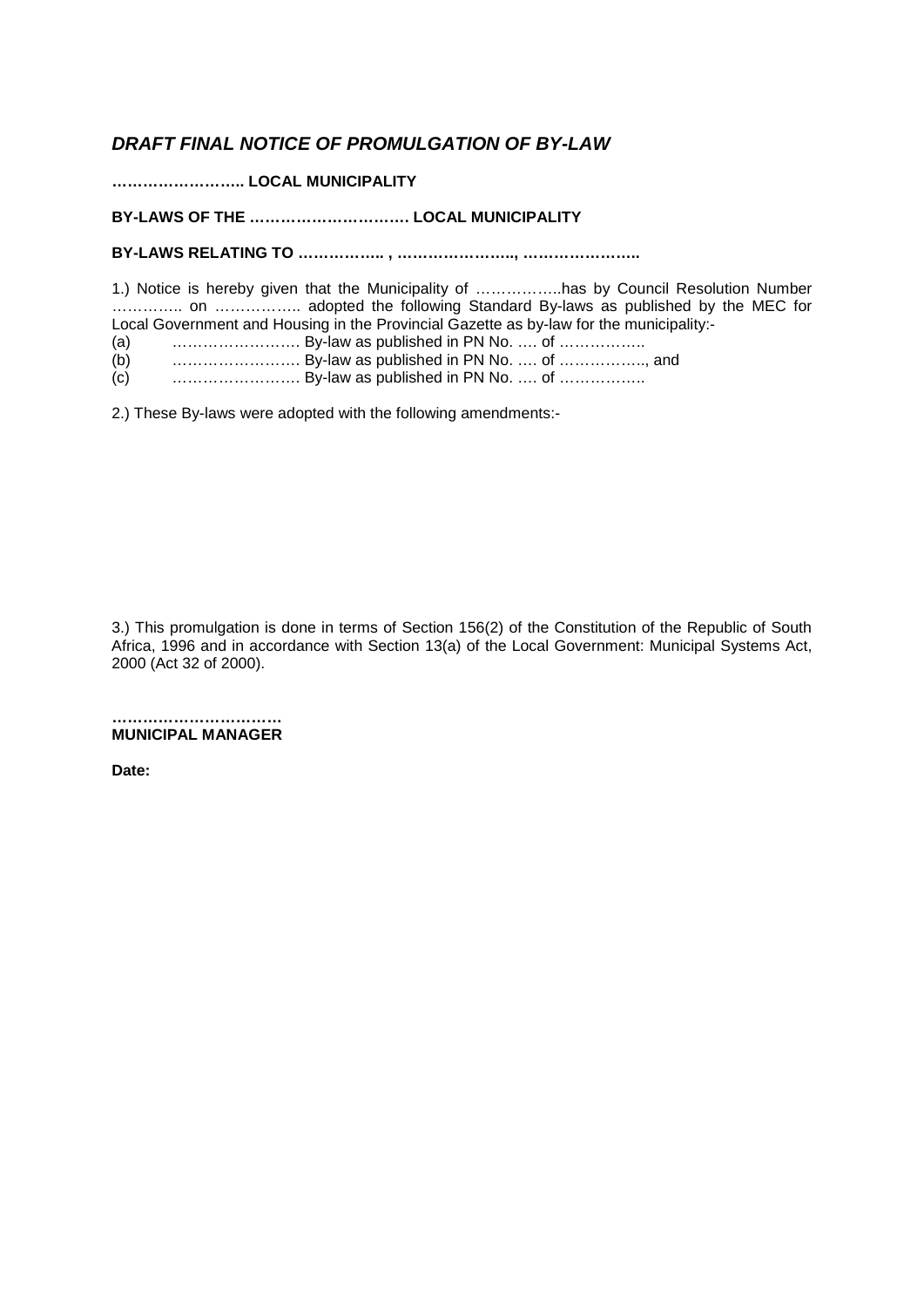## ***DRAFT FINAL NOTICE OF PROMULGATION OF BY-LAW***

**…………………….. LOCAL MUNICIPALITY**

**BY-LAWS OF THE …………………………. LOCAL MUNICIPALITY**

**BY-LAWS RELATING TO …………….. , ………………….., …………………..**

1.) Notice is hereby given that the Municipality of ……………..has by Council Resolution Number ………….. on …………….. adopted the following Standard By-laws as published by the MEC for Local Government and Housing in the Provincial Gazette as by-law for the municipality:-

(a) ……………………. By-law as published in PN No. …. of ……………..

(b) ……………………. By-law as published in PN No. …. of …………….., and

(c) ……………………. By-law as published in PN No. …. of ……………..

2.) These By-laws were adopted with the following amendments:-

3.) This promulgation is done in terms of Section 156(2) of the Constitution of the Republic of South Africa, 1996 and in accordance with Section 13(a) of the Local Government: Municipal Systems Act, 2000 (Act 32 of 2000).

**……………………………**
**MUNICIPAL MANAGER**

**Date:**